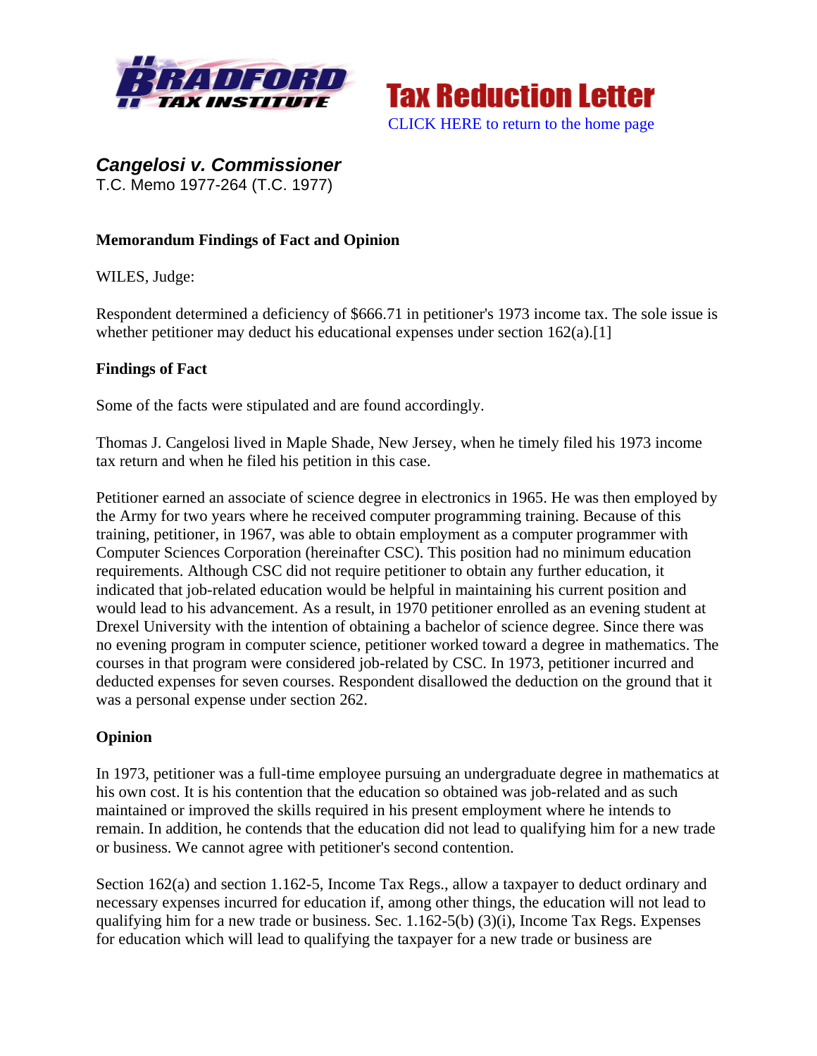Bradford Tax Institute — Tax Reduction Letter

CLICK HERE to return to the home page

## *Cangelosi v. Commissioner*

T.C. Memo 1977-264 (T.C. 1977)

**Memorandum Findings of Fact and Opinion**

WILES, Judge:

Respondent determined a deficiency of $666.71 in petitioner's 1973 income tax. The sole issue is whether petitioner may deduct his educational expenses under section 162(a).[1]

**Findings of Fact**

Some of the facts were stipulated and are found accordingly.

Thomas J. Cangelosi lived in Maple Shade, New Jersey, when he timely filed his 1973 income tax return and when he filed his petition in this case.

Petitioner earned an associate of science degree in electronics in 1965. He was then employed by the Army for two years where he received computer programming training. Because of this training, petitioner, in 1967, was able to obtain employment as a computer programmer with Computer Sciences Corporation (hereinafter CSC). This position had no minimum education requirements. Although CSC did not require petitioner to obtain any further education, it indicated that job-related education would be helpful in maintaining his current position and would lead to his advancement. As a result, in 1970 petitioner enrolled as an evening student at Drexel University with the intention of obtaining a bachelor of science degree. Since there was no evening program in computer science, petitioner worked toward a degree in mathematics. The courses in that program were considered job-related by CSC. In 1973, petitioner incurred and deducted expenses for seven courses. Respondent disallowed the deduction on the ground that it was a personal expense under section 262.

**Opinion**

In 1973, petitioner was a full-time employee pursuing an undergraduate degree in mathematics at his own cost. It is his contention that the education so obtained was job-related and as such maintained or improved the skills required in his present employment where he intends to remain. In addition, he contends that the education did not lead to qualifying him for a new trade or business. We cannot agree with petitioner's second contention.

Section 162(a) and section 1.162-5, Income Tax Regs., allow a taxpayer to deduct ordinary and necessary expenses incurred for education if, among other things, the education will not lead to qualifying him for a new trade or business. Sec. 1.162-5(b) (3)(i), Income Tax Regs. Expenses for education which will lead to qualifying the taxpayer for a new trade or business are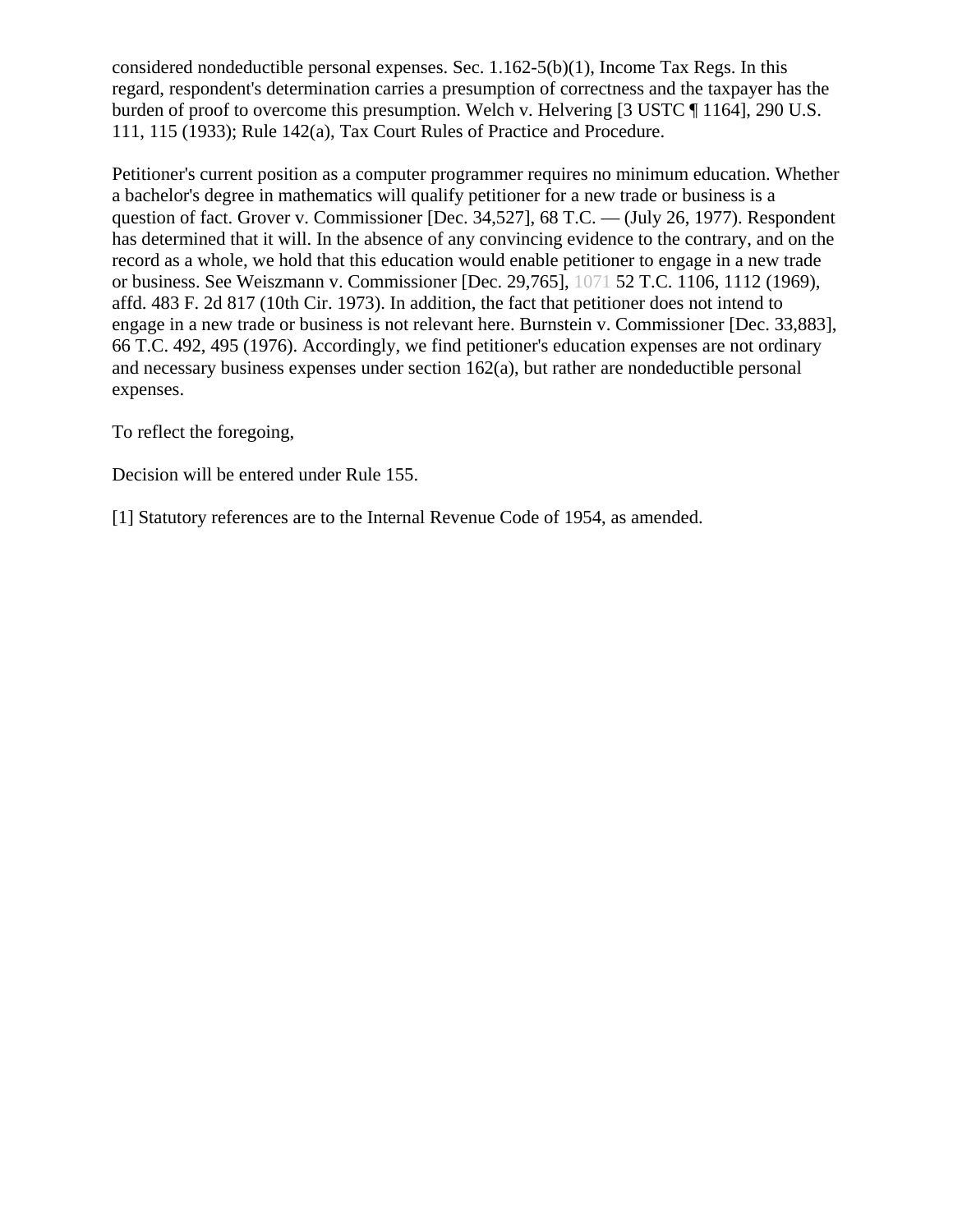considered nondeductible personal expenses. Sec. 1.162-5(b)(1), Income Tax Regs. In this regard, respondent's determination carries a presumption of correctness and the taxpayer has the burden of proof to overcome this presumption. Welch v. Helvering [3 USTC ¶ 1164], 290 U.S. 111, 115 (1933); Rule 142(a), Tax Court Rules of Practice and Procedure.

Petitioner's current position as a computer programmer requires no minimum education. Whether a bachelor's degree in mathematics will qualify petitioner for a new trade or business is a question of fact. Grover v. Commissioner [Dec. 34,527], 68 T.C. — (July 26, 1977). Respondent has determined that it will. In the absence of any convincing evidence to the contrary, and on the record as a whole, we hold that this education would enable petitioner to engage in a new trade or business. See Weiszmann v. Commissioner [Dec. 29,765], 1071 52 T.C. 1106, 1112 (1969), affd. 483 F. 2d 817 (10th Cir. 1973). In addition, the fact that petitioner does not intend to engage in a new trade or business is not relevant here. Burnstein v. Commissioner [Dec. 33,883], 66 T.C. 492, 495 (1976). Accordingly, we find petitioner's education expenses are not ordinary and necessary business expenses under section 162(a), but rather are nondeductible personal expenses.

To reflect the foregoing,

Decision will be entered under Rule 155.

[1] Statutory references are to the Internal Revenue Code of 1954, as amended.